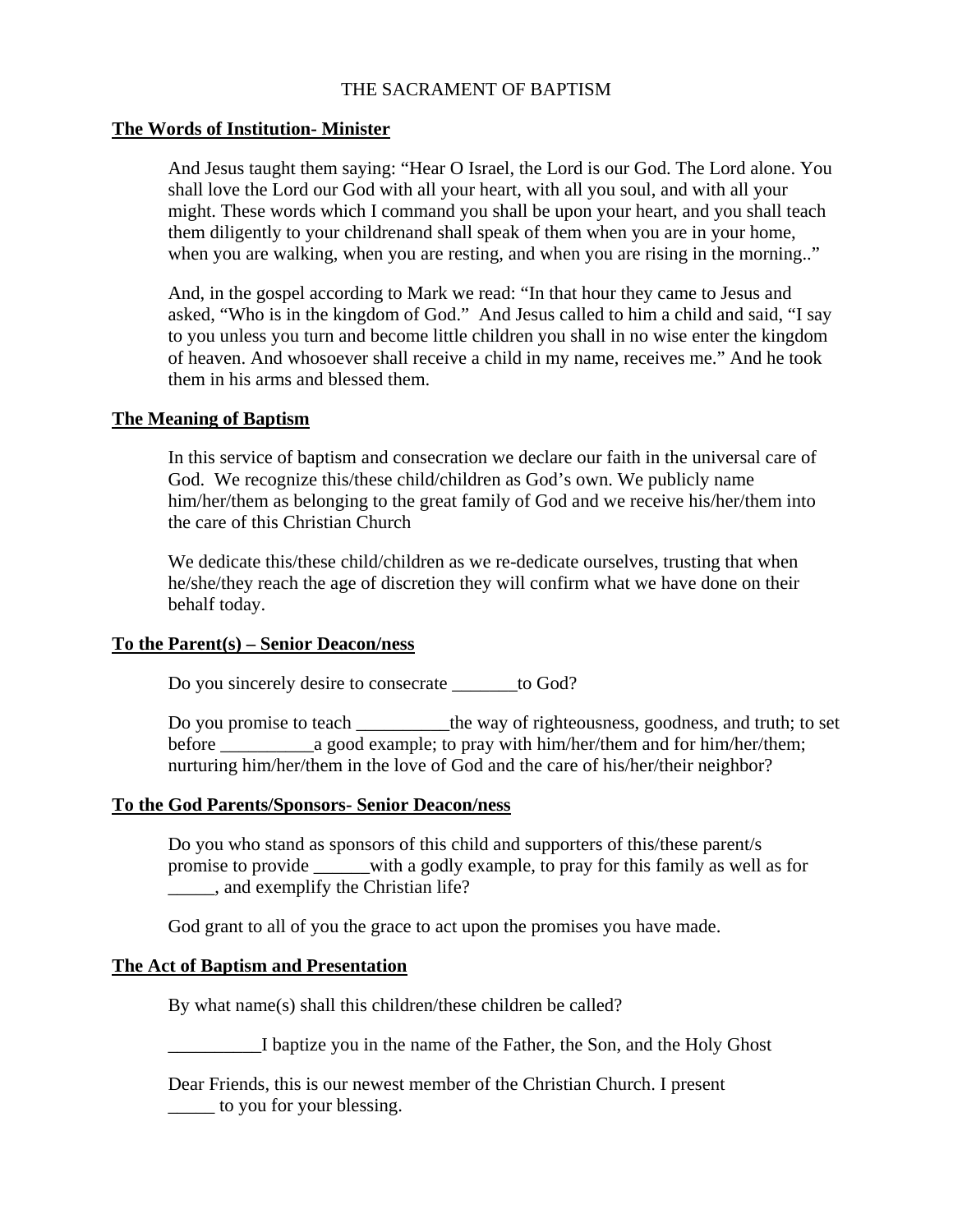# THE SACRAMENT OF BAPTISM

**The Words of Institution- Minister**

And Jesus taught them saying: "Hear O Israel, the Lord is our God. The Lord alone. You shall love the Lord our God with all your heart, with all you soul, and with all your might. These words which I command you shall be upon your heart, and you shall teach them diligently to your childrenand shall speak of them when you are in your home, when you are walking, when you are resting, and when you are rising in the morning.."

And, in the gospel according to Mark we read: "In that hour they came to Jesus and asked, "Who is in the kingdom of God." And Jesus called to him a child and said, "I say to you unless you turn and become little children you shall in no wise enter the kingdom of heaven. And whosoever shall receive a child in my name, receives me." And he took them in his arms and blessed them.

**The Meaning of Baptism**

In this service of baptism and consecration we declare our faith in the universal care of God. We recognize this/these child/children as God's own. We publicly name him/her/them as belonging to the great family of God and we receive his/her/them into the care of this Christian Church

We dedicate this/these child/children as we re-dedicate ourselves, trusting that when he/she/they reach the age of discretion they will confirm what we have done on their behalf today.

**To the Parent(s) – Senior Deacon/ness**

Do you sincerely desire to consecrate _______to God?

Do you promise to teach __________the way of righteousness, goodness, and truth; to set before __________a good example; to pray with him/her/them and for him/her/them; nurturing him/her/them in the love of God and the care of his/her/their neighbor?

**To the God Parents/Sponsors- Senior Deacon/ness**

Do you who stand as sponsors of this child and supporters of this/these parent/s promise to provide ______with a godly example, to pray for this family as well as for _____, and exemplify the Christian life?

God grant to all of you the grace to act upon the promises you have made.

**The Act of Baptism and Presentation**

By what name(s) shall this children/these children be called?

__________I baptize you in the name of the Father, the Son, and the Holy Ghost

Dear Friends, this is our newest member of the Christian Church. I present _____ to you for your blessing.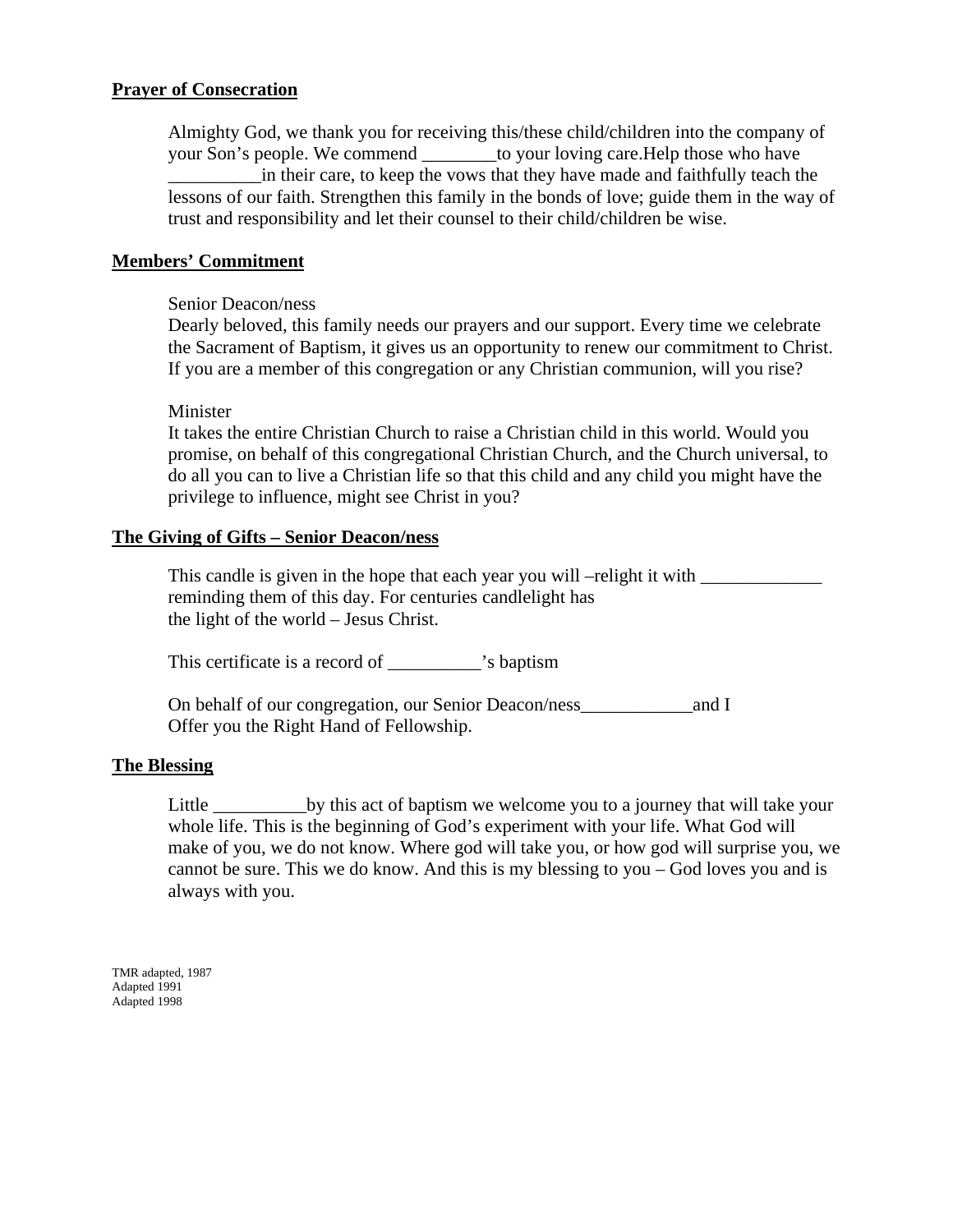**Prayer of Consecration**

Almighty God, we thank you for receiving this/these child/children into the company of your Son's people. We commend ________to your loving care.Help those who have __________in their care, to keep the vows that they have made and faithfully teach the lessons of our faith. Strengthen this family in the bonds of love; guide them in the way of trust and responsibility and let their counsel to their child/children be wise.

**Members' Commitment**

Senior Deacon/ness
Dearly beloved, this family needs our prayers and our support. Every time we celebrate the Sacrament of Baptism, it gives us an opportunity to renew our commitment to Christ. If you are a member of this congregation or any Christian communion, will you rise?

Minister
It takes the entire Christian Church to raise a Christian child in this world. Would you promise, on behalf of this congregational Christian Church, and the Church universal, to do all you can to live a Christian life so that this child and any child you might have the privilege to influence, might see Christ in you?

**The Giving of Gifts – Senior Deacon/ness**

This candle is given in the hope that each year you will –relight it with _____________ reminding them of this day. For centuries candlelight has
the light of the world – Jesus Christ.

This certificate is a record of __________'s baptism

On behalf of our congregation, our Senior Deacon/ness____________and I
Offer you the Right Hand of Fellowship.

**The Blessing**

Little __________by this act of baptism we welcome you to a journey that will take your whole life. This is the beginning of God's experiment with your life. What God will make of you, we do not know. Where god will take you, or how god will surprise you, we cannot be sure. This we do know. And this is my blessing to you – God loves you and is always with you.

TMR adapted, 1987
Adapted 1991
Adapted 1998